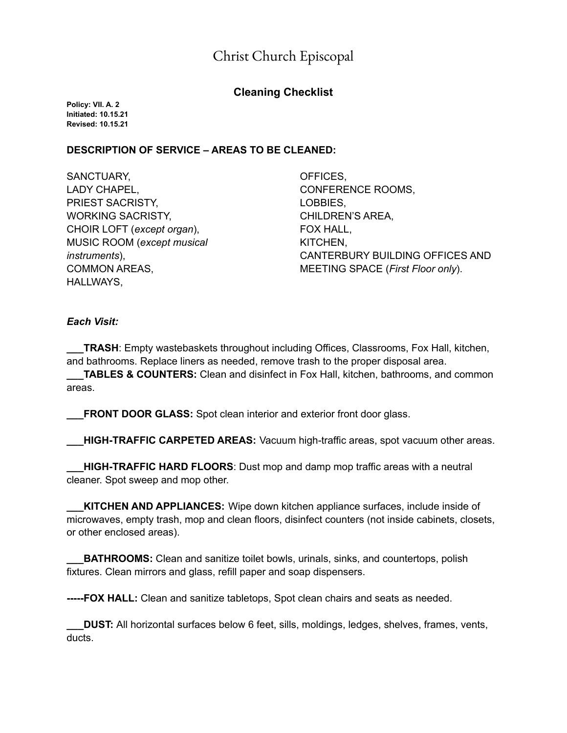# Christ Church Episcopal

## Cleaning Checklist

**Policy: VII. A. 2**
**Initiated: 10.15.21**
**Revised: 10.15.21**

**DESCRIPTION OF SERVICE – AREAS TO BE CLEANED:**

SANCTUARY,
LADY CHAPEL,
PRIEST SACRISTY,
WORKING SACRISTY,
CHOIR LOFT (*except organ*),
MUSIC ROOM (*except musical instruments*),
COMMON AREAS,
HALLWAYS,
OFFICES,
CONFERENCE ROOMS,
LOBBIES,
CHILDREN'S AREA,
FOX HALL,
KITCHEN,
CANTERBURY BUILDING OFFICES AND MEETING SPACE (*First Floor only*).

***Each Visit:***

**___TRASH**: Empty wastebaskets throughout including Offices, Classrooms, Fox Hall, kitchen, and bathrooms. Replace liners as needed, remove trash to the proper disposal area.
**___TABLES & COUNTERS:** Clean and disinfect in Fox Hall, kitchen, bathrooms, and common areas.

**___FRONT DOOR GLASS:** Spot clean interior and exterior front door glass.

**___HIGH-TRAFFIC CARPETED AREAS:** Vacuum high-traffic areas, spot vacuum other areas.

**___HIGH-TRAFFIC HARD FLOORS**: Dust mop and damp mop traffic areas with a neutral cleaner. Spot sweep and mop other.

**___KITCHEN AND APPLIANCES:** Wipe down kitchen appliance surfaces, include inside of microwaves, empty trash, mop and clean floors, disinfect counters (not inside cabinets, closets, or other enclosed areas).

**___BATHROOMS:** Clean and sanitize toilet bowls, urinals, sinks, and countertops, polish fixtures. Clean mirrors and glass, refill paper and soap dispensers.

**-----FOX HALL:** Clean and sanitize tabletops, Spot clean chairs and seats as needed.

**___DUST:** All horizontal surfaces below 6 feet, sills, moldings, ledges, shelves, frames, vents, ducts.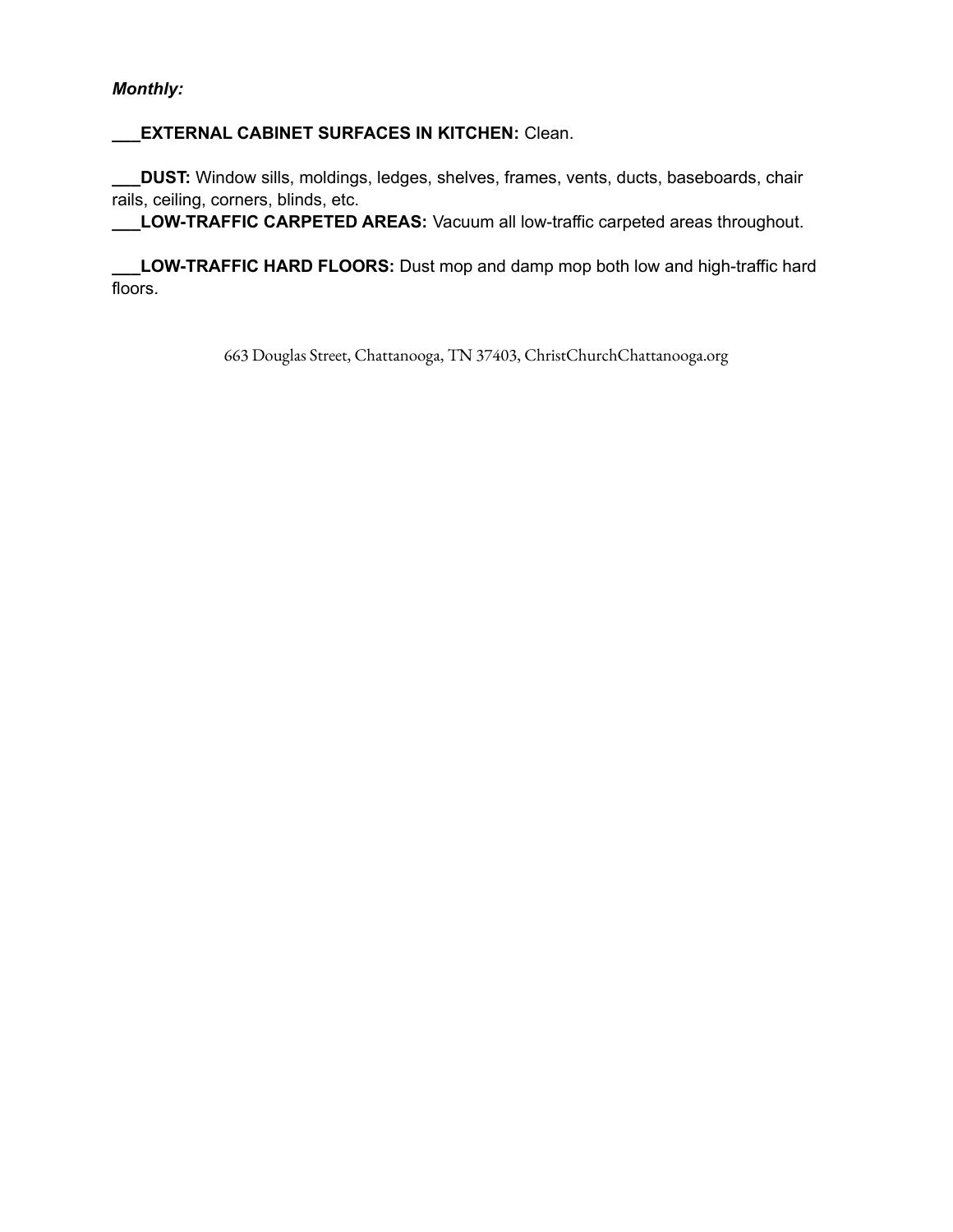***Monthly:***

___**EXTERNAL CABINET SURFACES IN KITCHEN:** Clean.

___**DUST:** Window sills, moldings, ledges, shelves, frames, vents, ducts, baseboards, chair rails, ceiling, corners, blinds, etc.

___**LOW-TRAFFIC CARPETED AREAS:** Vacuum all low-traffic carpeted areas throughout.

___**LOW-TRAFFIC HARD FLOORS:** Dust mop and damp mop both low and high-traffic hard floors.